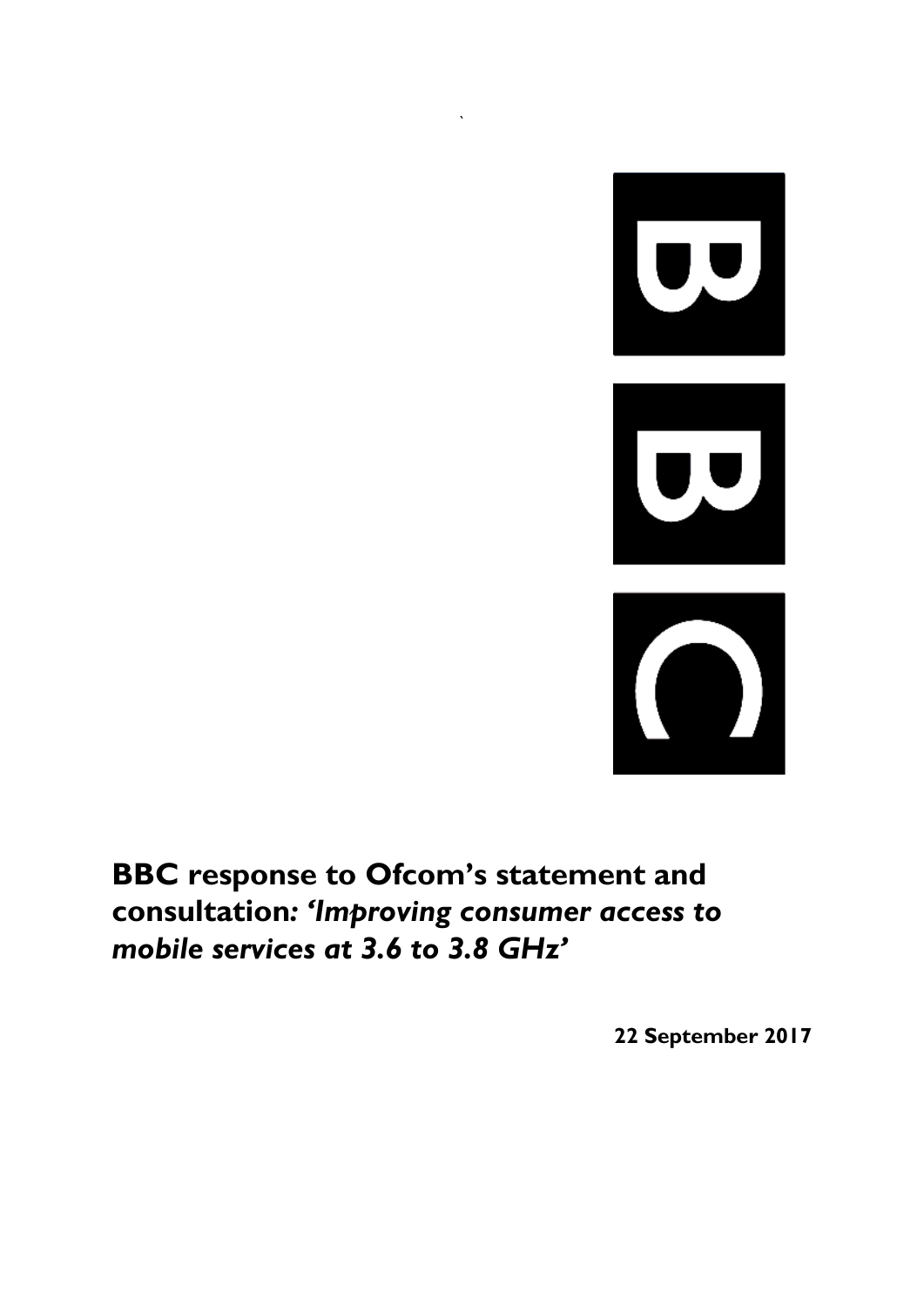**BBC response to Ofcom's statement and consultation*: 'Improving consumer access to mobile services at 3.6 to 3.8 GHz'***

**22 September 2017**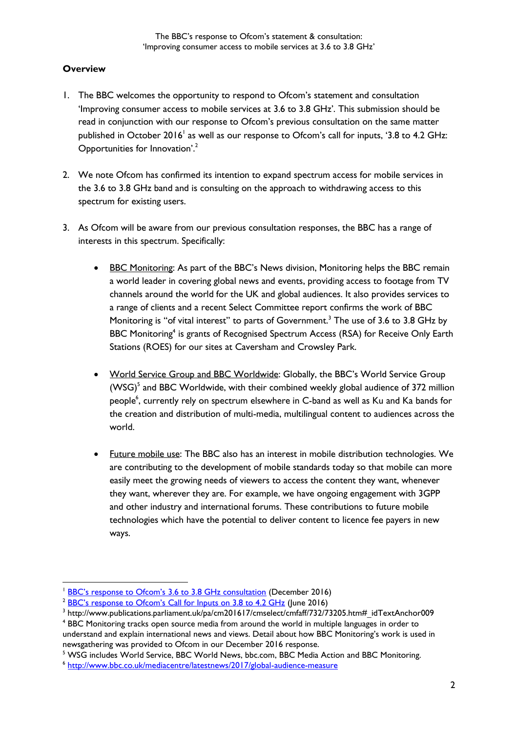## Overview

1. The BBC welcomes the opportunity to respond to Ofcom's statement and consultation 'Improving consumer access to mobile services at 3.6 to 3.8 GHz'. This submission should be read in conjunction with our response to Ofcom's previous consultation on the same matter published in October 2016[1] as well as our response to Ofcom's call for inputs, '3.8 to 4.2 GHz: Opportunities for Innovation'.[2]

2. We note Ofcom has confirmed its intention to expand spectrum access for mobile services in the 3.6 to 3.8 GHz band and is consulting on the approach to withdrawing access to this spectrum for existing users.

3. As Ofcom will be aware from our previous consultation responses, the BBC has a range of interests in this spectrum. Specifically:

    - BBC Monitoring: As part of the BBC's News division, Monitoring helps the BBC remain a world leader in covering global news and events, providing access to footage from TV channels around the world for the UK and global audiences. It also provides services to a range of clients and a recent Select Committee report confirms the work of BBC Monitoring is "of vital interest" to parts of Government.[3] The use of 3.6 to 3.8 GHz by BBC Monitoring[4] is grants of Recognised Spectrum Access (RSA) for Receive Only Earth Stations (ROES) for our sites at Caversham and Crowsley Park.

    - World Service Group and BBC Worldwide: Globally, the BBC's World Service Group (WSG)[5] and BBC Worldwide, with their combined weekly global audience of 372 million people[6], currently rely on spectrum elsewhere in C-band as well as Ku and Ka bands for the creation and distribution of multi-media, multilingual content to audiences across the world.

    - Future mobile use: The BBC also has an interest in mobile distribution technologies. We are contributing to the development of mobile standards today so that mobile can more easily meet the growing needs of viewers to access the content they want, whenever they want, wherever they are. For example, we have ongoing engagement with 3GPP and other industry and international forums. These contributions to future mobile technologies which have the potential to deliver content to licence fee payers in new ways.

---

[1] BBC's response to Ofcom's 3.6 to 3.8 GHz consultation (December 2016)

[2] BBC's response to Ofcom's Call for Inputs on 3.8 to 4.2 GHz (June 2016)

[3] http://www.publications.parliament.uk/pa/cm201617/cmselect/cmfaff/732/73205.htm#_idTextAnchor009

[4] BBC Monitoring tracks open source media from around the world in multiple languages in order to understand and explain international news and views. Detail about how BBC Monitoring's work is used in newsgathering was provided to Ofcom in our December 2016 response.

[5] WSG includes World Service, BBC World News, bbc.com, BBC Media Action and BBC Monitoring.

[6] http://www.bbc.co.uk/mediacentre/latestnews/2017/global-audience-measure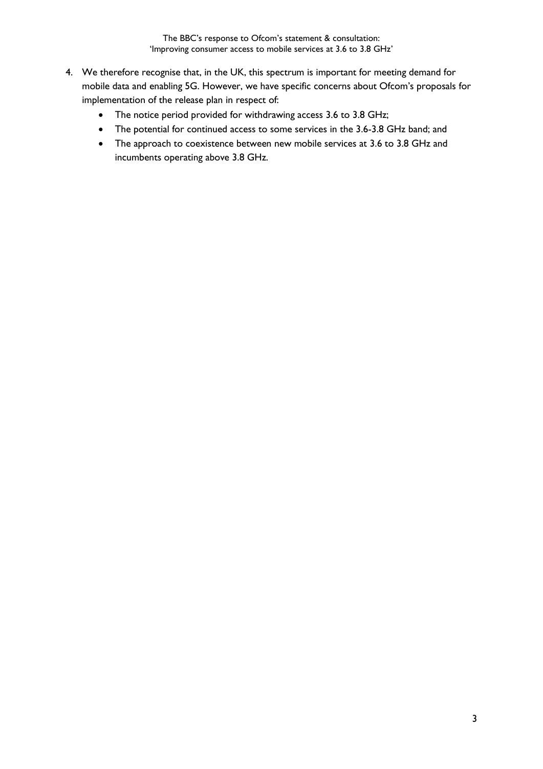4. We therefore recognise that, in the UK, this spectrum is important for meeting demand for mobile data and enabling 5G. However, we have specific concerns about Ofcom's proposals for implementation of the release plan in respect of:
   - The notice period provided for withdrawing access 3.6 to 3.8 GHz;
   - The potential for continued access to some services in the 3.6-3.8 GHz band; and
   - The approach to coexistence between new mobile services at 3.6 to 3.8 GHz and incumbents operating above 3.8 GHz.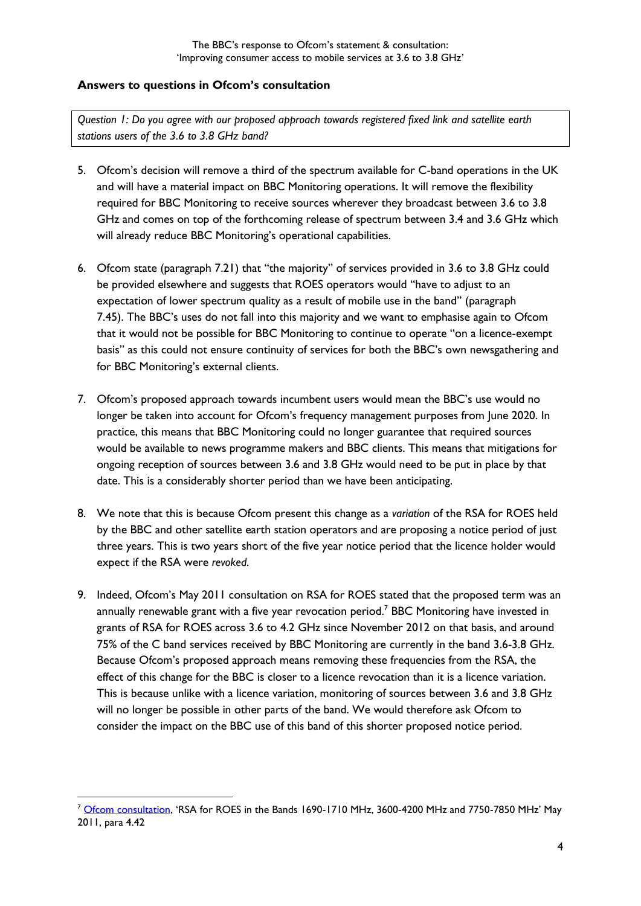## Answers to questions in Ofcom's consultation

*Question 1: Do you agree with our proposed approach towards registered fixed link and satellite earth stations users of the 3.6 to 3.8 GHz band?*

5. Ofcom's decision will remove a third of the spectrum available for C-band operations in the UK and will have a material impact on BBC Monitoring operations. It will remove the flexibility required for BBC Monitoring to receive sources wherever they broadcast between 3.6 to 3.8 GHz and comes on top of the forthcoming release of spectrum between 3.4 and 3.6 GHz which will already reduce BBC Monitoring's operational capabilities.

6. Ofcom state (paragraph 7.21) that "the majority" of services provided in 3.6 to 3.8 GHz could be provided elsewhere and suggests that ROES operators would "have to adjust to an expectation of lower spectrum quality as a result of mobile use in the band" (paragraph 7.45). The BBC's uses do not fall into this majority and we want to emphasise again to Ofcom that it would not be possible for BBC Monitoring to continue to operate "on a licence-exempt basis" as this could not ensure continuity of services for both the BBC's own newsgathering and for BBC Monitoring's external clients.

7. Ofcom's proposed approach towards incumbent users would mean the BBC's use would no longer be taken into account for Ofcom's frequency management purposes from June 2020. In practice, this means that BBC Monitoring could no longer guarantee that required sources would be available to news programme makers and BBC clients. This means that mitigations for ongoing reception of sources between 3.6 and 3.8 GHz would need to be put in place by that date. This is a considerably shorter period than we have been anticipating.

8. We note that this is because Ofcom present this change as a *variation* of the RSA for ROES held by the BBC and other satellite earth station operators and are proposing a notice period of just three years. This is two years short of the five year notice period that the licence holder would expect if the RSA were *revoked*.

9. Indeed, Ofcom's May 2011 consultation on RSA for ROES stated that the proposed term was an annually renewable grant with a five year revocation period.[7] BBC Monitoring have invested in grants of RSA for ROES across 3.6 to 4.2 GHz since November 2012 on that basis, and around 75% of the C band services received by BBC Monitoring are currently in the band 3.6-3.8 GHz. Because Ofcom's proposed approach means removing these frequencies from the RSA, the effect of this change for the BBC is closer to a licence revocation than it is a licence variation. This is because unlike with a licence variation, monitoring of sources between 3.6 and 3.8 GHz will no longer be possible in other parts of the band. We would therefore ask Ofcom to consider the impact on the BBC use of this band of this shorter proposed notice period.

[7] Ofcom consultation, 'RSA for ROES in the Bands 1690-1710 MHz, 3600-4200 MHz and 7750-7850 MHz' May 2011, para 4.42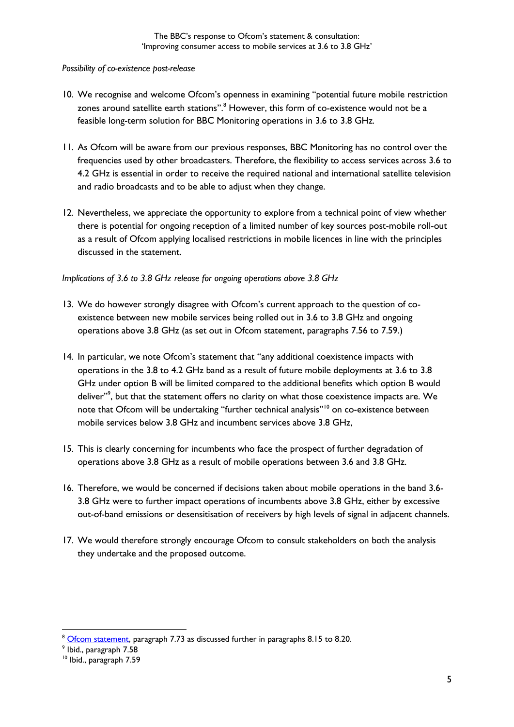*Possibility of co-existence post-release*

10. We recognise and welcome Ofcom's openness in examining "potential future mobile restriction zones around satellite earth stations".[8] However, this form of co-existence would not be a feasible long-term solution for BBC Monitoring operations in 3.6 to 3.8 GHz.

11. As Ofcom will be aware from our previous responses, BBC Monitoring has no control over the frequencies used by other broadcasters. Therefore, the flexibility to access services across 3.6 to 4.2 GHz is essential in order to receive the required national and international satellite television and radio broadcasts and to be able to adjust when they change.

12. Nevertheless, we appreciate the opportunity to explore from a technical point of view whether there is potential for ongoing reception of a limited number of key sources post-mobile roll-out as a result of Ofcom applying localised restrictions in mobile licences in line with the principles discussed in the statement.

*Implications of 3.6 to 3.8 GHz release for ongoing operations above 3.8 GHz*

13. We do however strongly disagree with Ofcom's current approach to the question of co-existence between new mobile services being rolled out in 3.6 to 3.8 GHz and ongoing operations above 3.8 GHz (as set out in Ofcom statement, paragraphs 7.56 to 7.59.)

14. In particular, we note Ofcom's statement that "any additional coexistence impacts with operations in the 3.8 to 4.2 GHz band as a result of future mobile deployments at 3.6 to 3.8 GHz under option B will be limited compared to the additional benefits which option B would deliver"[9], but that the statement offers no clarity on what those coexistence impacts are. We note that Ofcom will be undertaking "further technical analysis"[10] on co-existence between mobile services below 3.8 GHz and incumbent services above 3.8 GHz,

15. This is clearly concerning for incumbents who face the prospect of further degradation of operations above 3.8 GHz as a result of mobile operations between 3.6 and 3.8 GHz.

16. Therefore, we would be concerned if decisions taken about mobile operations in the band 3.6-3.8 GHz were to further impact operations of incumbents above 3.8 GHz, either by excessive out-of-band emissions or desensitisation of receivers by high levels of signal in adjacent channels.

17. We would therefore strongly encourage Ofcom to consult stakeholders on both the analysis they undertake and the proposed outcome.

---

[8] Ofcom statement, paragraph 7.73 as discussed further in paragraphs 8.15 to 8.20.

[9] Ibid., paragraph 7.58

[10] Ibid., paragraph 7.59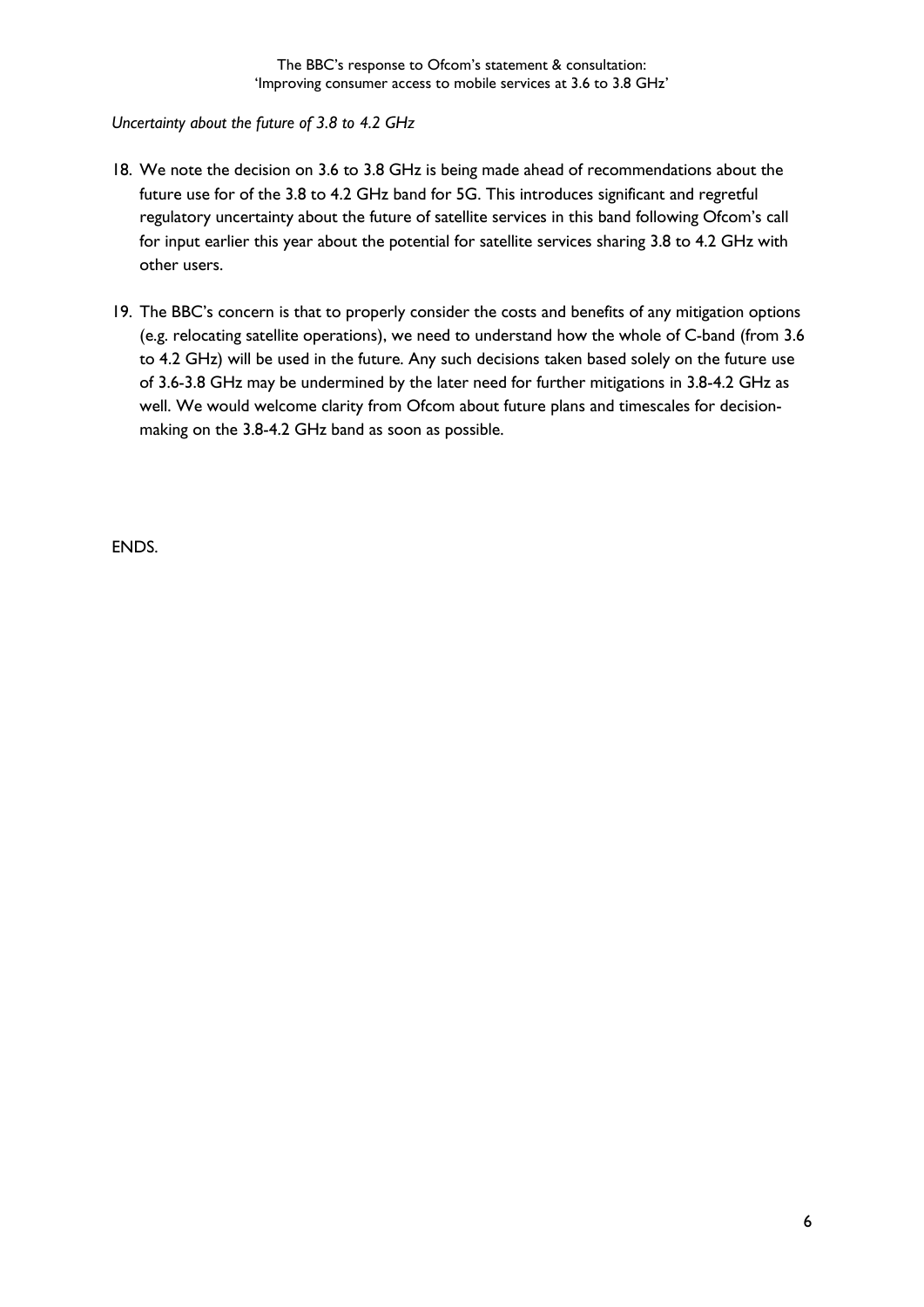*Uncertainty about the future of 3.8 to 4.2 GHz*

18. We note the decision on 3.6 to 3.8 GHz is being made ahead of recommendations about the future use for of the 3.8 to 4.2 GHz band for 5G. This introduces significant and regretful regulatory uncertainty about the future of satellite services in this band following Ofcom's call for input earlier this year about the potential for satellite services sharing 3.8 to 4.2 GHz with other users.

19. The BBC's concern is that to properly consider the costs and benefits of any mitigation options (e.g. relocating satellite operations), we need to understand how the whole of C-band (from 3.6 to 4.2 GHz) will be used in the future. Any such decisions taken based solely on the future use of 3.6-3.8 GHz may be undermined by the later need for further mitigations in 3.8-4.2 GHz as well. We would welcome clarity from Ofcom about future plans and timescales for decision-making on the 3.8-4.2 GHz band as soon as possible.

ENDS.